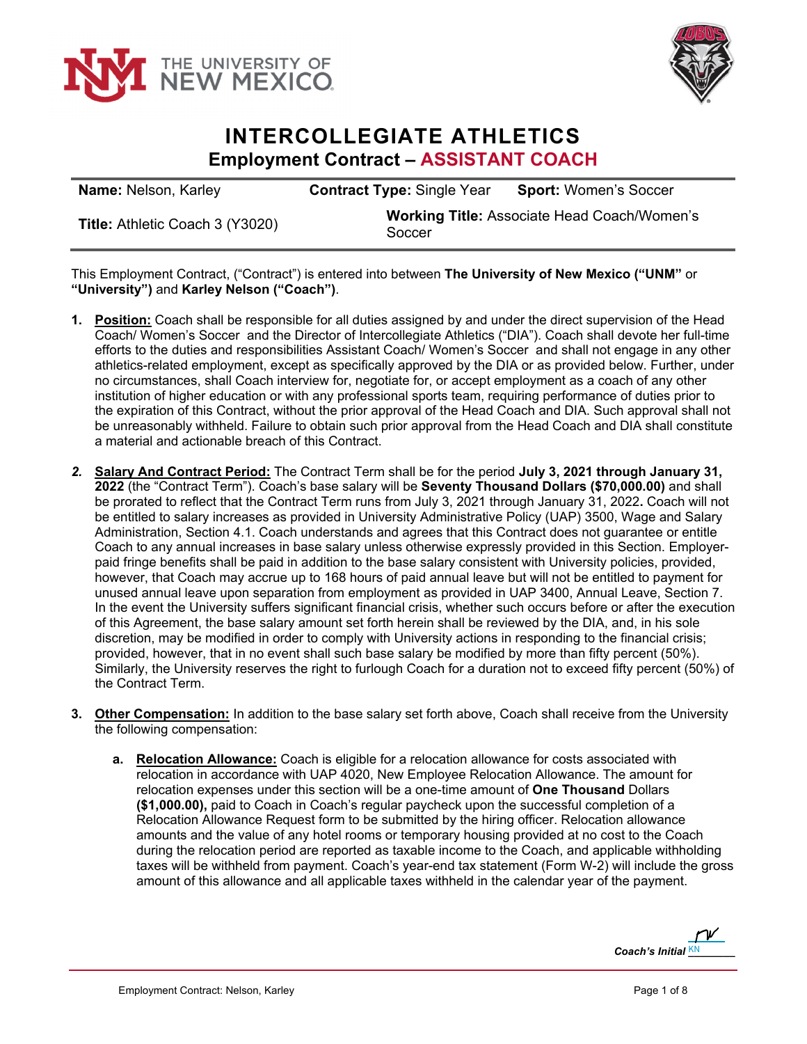# INTERCOLLEGIATE ATHLETICS

## Employment Contract – ASSISTANT COACH

| **Name:** Nelson, Karley | **Contract Type:** Single Year | **Sport:** Women's Soccer |
|---|---|---|
| **Title:** Athletic Coach 3 (Y3020) | **Working Title:** Associate Head Coach/Women's Soccer | |

This Employment Contract, ("Contract") is entered into between **The University of New Mexico ("UNM"** or **"University")** and **Karley Nelson ("Coach")**.

1. **Position:** Coach shall be responsible for all duties assigned by and under the direct supervision of the Head Coach/ Women's Soccer and the Director of Intercollegiate Athletics ("DIA"). Coach shall devote her full-time efforts to the duties and responsibilities Assistant Coach/ Women's Soccer and shall not engage in any other athletics-related employment, except as specifically approved by the DIA or as provided below. Further, under no circumstances, shall Coach interview for, negotiate for, or accept employment as a coach of any other institution of higher education or with any professional sports team, requiring performance of duties prior to the expiration of this Contract, without the prior approval of the Head Coach and DIA. Such approval shall not be unreasonably withheld. Failure to obtain such prior approval from the Head Coach and DIA shall constitute a material and actionable breach of this Contract.

2. **Salary And Contract Period:** The Contract Term shall be for the period **July 3, 2021 through January 31, 2022** (the "Contract Term"). Coach's base salary will be **Seventy Thousand Dollars ($70,000.00)** and shall be prorated to reflect that the Contract Term runs from July 3, 2021 through January 31, 2022**.** Coach will not be entitled to salary increases as provided in University Administrative Policy (UAP) 3500, Wage and Salary Administration, Section 4.1. Coach understands and agrees that this Contract does not guarantee or entitle Coach to any annual increases in base salary unless otherwise expressly provided in this Section. Employer-paid fringe benefits shall be paid in addition to the base salary consistent with University policies, provided, however, that Coach may accrue up to 168 hours of paid annual leave but will not be entitled to payment for unused annual leave upon separation from employment as provided in UAP 3400, Annual Leave, Section 7. In the event the University suffers significant financial crisis, whether such occurs before or after the execution of this Agreement, the base salary amount set forth herein shall be reviewed by the DIA, and, in his sole discretion, may be modified in order to comply with University actions in responding to the financial crisis; provided, however, that in no event shall such base salary be modified by more than fifty percent (50%). Similarly, the University reserves the right to furlough Coach for a duration not to exceed fifty percent (50%) of the Contract Term.

3. **Other Compensation:** In addition to the base salary set forth above, Coach shall receive from the University the following compensation:

   a. **Relocation Allowance:** Coach is eligible for a relocation allowance for costs associated with relocation in accordance with UAP 4020, New Employee Relocation Allowance. The amount for relocation expenses under this section will be a one-time amount of **One Thousand** Dollars **($1,000.00),** paid to Coach in Coach's regular paycheck upon the successful completion of a Relocation Allowance Request form to be submitted by the hiring officer. Relocation allowance amounts and the value of any hotel rooms or temporary housing provided at no cost to the Coach during the relocation period are reported as taxable income to the Coach, and applicable withholding taxes will be withheld from payment. Coach's year-end tax statement (Form W-2) will include the gross amount of this allowance and all applicable taxes withheld in the calendar year of the payment.

*Coach's Initial* KN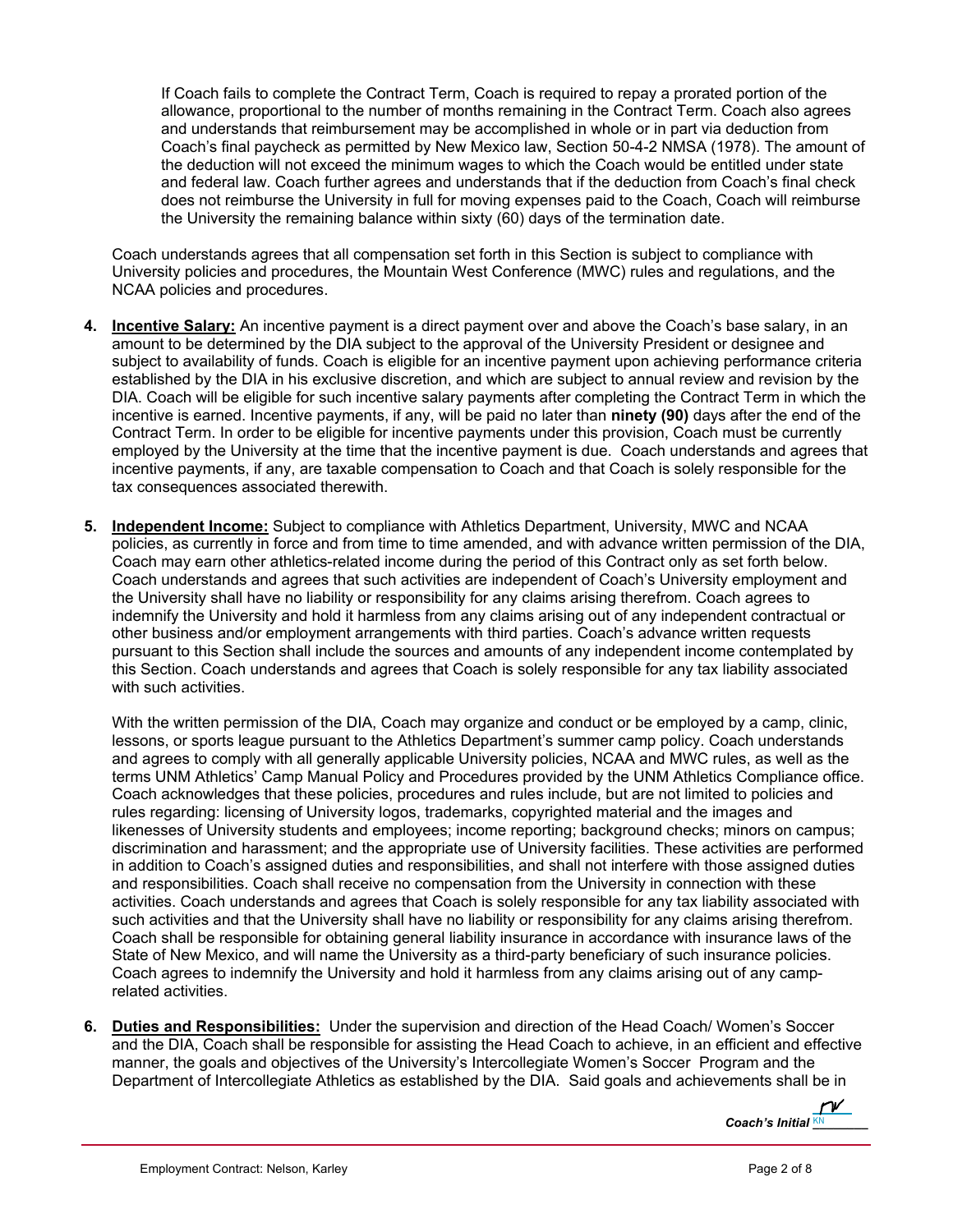If Coach fails to complete the Contract Term, Coach is required to repay a prorated portion of the allowance, proportional to the number of months remaining in the Contract Term. Coach also agrees and understands that reimbursement may be accomplished in whole or in part via deduction from Coach's final paycheck as permitted by New Mexico law, Section 50-4-2 NMSA (1978). The amount of the deduction will not exceed the minimum wages to which the Coach would be entitled under state and federal law. Coach further agrees and understands that if the deduction from Coach's final check does not reimburse the University in full for moving expenses paid to the Coach, Coach will reimburse the University the remaining balance within sixty (60) days of the termination date.

Coach understands agrees that all compensation set forth in this Section is subject to compliance with University policies and procedures, the Mountain West Conference (MWC) rules and regulations, and the NCAA policies and procedures.

4. **Incentive Salary:** An incentive payment is a direct payment over and above the Coach's base salary, in an amount to be determined by the DIA subject to the approval of the University President or designee and subject to availability of funds. Coach is eligible for an incentive payment upon achieving performance criteria established by the DIA in his exclusive discretion, and which are subject to annual review and revision by the DIA. Coach will be eligible for such incentive salary payments after completing the Contract Term in which the incentive is earned. Incentive payments, if any, will be paid no later than **ninety (90)** days after the end of the Contract Term. In order to be eligible for incentive payments under this provision, Coach must be currently employed by the University at the time that the incentive payment is due. Coach understands and agrees that incentive payments, if any, are taxable compensation to Coach and that Coach is solely responsible for the tax consequences associated therewith.

5. **Independent Income:** Subject to compliance with Athletics Department, University, MWC and NCAA policies, as currently in force and from time to time amended, and with advance written permission of the DIA, Coach may earn other athletics-related income during the period of this Contract only as set forth below. Coach understands and agrees that such activities are independent of Coach's University employment and the University shall have no liability or responsibility for any claims arising therefrom. Coach agrees to indemnify the University and hold it harmless from any claims arising out of any independent contractual or other business and/or employment arrangements with third parties. Coach's advance written requests pursuant to this Section shall include the sources and amounts of any independent income contemplated by this Section. Coach understands and agrees that Coach is solely responsible for any tax liability associated with such activities.

   With the written permission of the DIA, Coach may organize and conduct or be employed by a camp, clinic, lessons, or sports league pursuant to the Athletics Department's summer camp policy. Coach understands and agrees to comply with all generally applicable University policies, NCAA and MWC rules, as well as the terms UNM Athletics' Camp Manual Policy and Procedures provided by the UNM Athletics Compliance office. Coach acknowledges that these policies, procedures and rules include, but are not limited to policies and rules regarding: licensing of University logos, trademarks, copyrighted material and the images and likenesses of University students and employees; income reporting; background checks; minors on campus; discrimination and harassment; and the appropriate use of University facilities. These activities are performed in addition to Coach's assigned duties and responsibilities, and shall not interfere with those assigned duties and responsibilities. Coach shall receive no compensation from the University in connection with these activities. Coach understands and agrees that Coach is solely responsible for any tax liability associated with such activities and that the University shall have no liability or responsibility for any claims arising therefrom. Coach shall be responsible for obtaining general liability insurance in accordance with insurance laws of the State of New Mexico, and will name the University as a third-party beneficiary of such insurance policies. Coach agrees to indemnify the University and hold it harmless from any claims arising out of any camp-related activities.

6. **Duties and Responsibilities:** Under the supervision and direction of the Head Coach/ Women's Soccer and the DIA, Coach shall be responsible for assisting the Head Coach to achieve, in an efficient and effective manner, the goals and objectives of the University's Intercollegiate Women's Soccer Program and the Department of Intercollegiate Athletics as established by the DIA. Said goals and achievements shall be in

*Coach's Initial* KN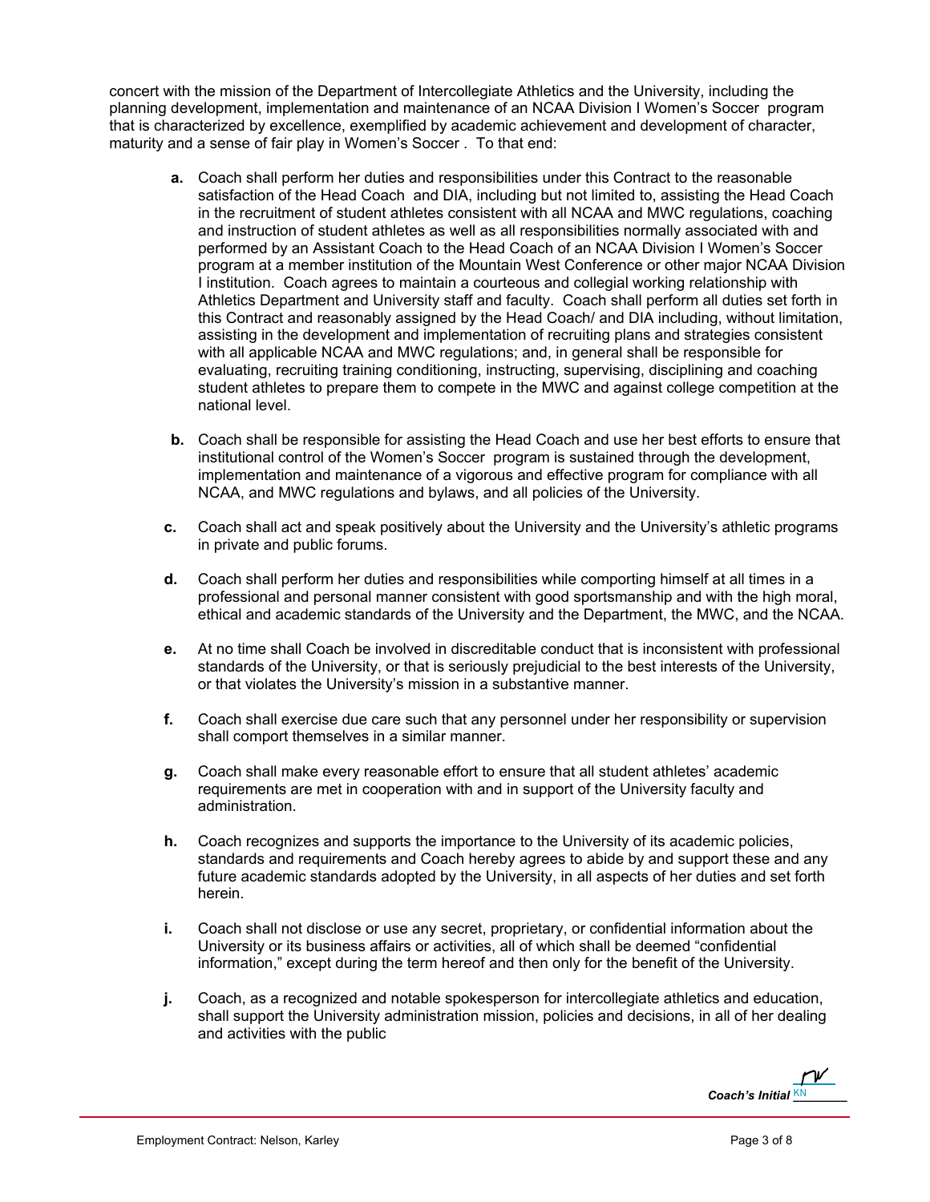concert with the mission of the Department of Intercollegiate Athletics and the University, including the planning development, implementation and maintenance of an NCAA Division I Women's Soccer program that is characterized by excellence, exemplified by academic achievement and development of character, maturity and a sense of fair play in Women's Soccer . To that end:

- **a.** Coach shall perform her duties and responsibilities under this Contract to the reasonable satisfaction of the Head Coach and DIA, including but not limited to, assisting the Head Coach in the recruitment of student athletes consistent with all NCAA and MWC regulations, coaching and instruction of student athletes as well as all responsibilities normally associated with and performed by an Assistant Coach to the Head Coach of an NCAA Division I Women's Soccer program at a member institution of the Mountain West Conference or other major NCAA Division I institution. Coach agrees to maintain a courteous and collegial working relationship with Athletics Department and University staff and faculty. Coach shall perform all duties set forth in this Contract and reasonably assigned by the Head Coach/ and DIA including, without limitation, assisting in the development and implementation of recruiting plans and strategies consistent with all applicable NCAA and MWC regulations; and, in general shall be responsible for evaluating, recruiting training conditioning, instructing, supervising, disciplining and coaching student athletes to prepare them to compete in the MWC and against college competition at the national level.

- **b.** Coach shall be responsible for assisting the Head Coach and use her best efforts to ensure that institutional control of the Women's Soccer program is sustained through the development, implementation and maintenance of a vigorous and effective program for compliance with all NCAA, and MWC regulations and bylaws, and all policies of the University.

- **c.** Coach shall act and speak positively about the University and the University's athletic programs in private and public forums.

- **d.** Coach shall perform her duties and responsibilities while comporting himself at all times in a professional and personal manner consistent with good sportsmanship and with the high moral, ethical and academic standards of the University and the Department, the MWC, and the NCAA.

- **e.** At no time shall Coach be involved in discreditable conduct that is inconsistent with professional standards of the University, or that is seriously prejudicial to the best interests of the University, or that violates the University's mission in a substantive manner.

- **f.** Coach shall exercise due care such that any personnel under her responsibility or supervision shall comport themselves in a similar manner.

- **g.** Coach shall make every reasonable effort to ensure that all student athletes' academic requirements are met in cooperation with and in support of the University faculty and administration.

- **h.** Coach recognizes and supports the importance to the University of its academic policies, standards and requirements and Coach hereby agrees to abide by and support these and any future academic standards adopted by the University, in all aspects of her duties and set forth herein.

- **i.** Coach shall not disclose or use any secret, proprietary, or confidential information about the University or its business affairs or activities, all of which shall be deemed "confidential information," except during the term hereof and then only for the benefit of the University.

- **j.** Coach, as a recognized and notable spokesperson for intercollegiate athletics and education, shall support the University administration mission, policies and decisions, in all of her dealing and activities with the public

***Coach's Initial*** KN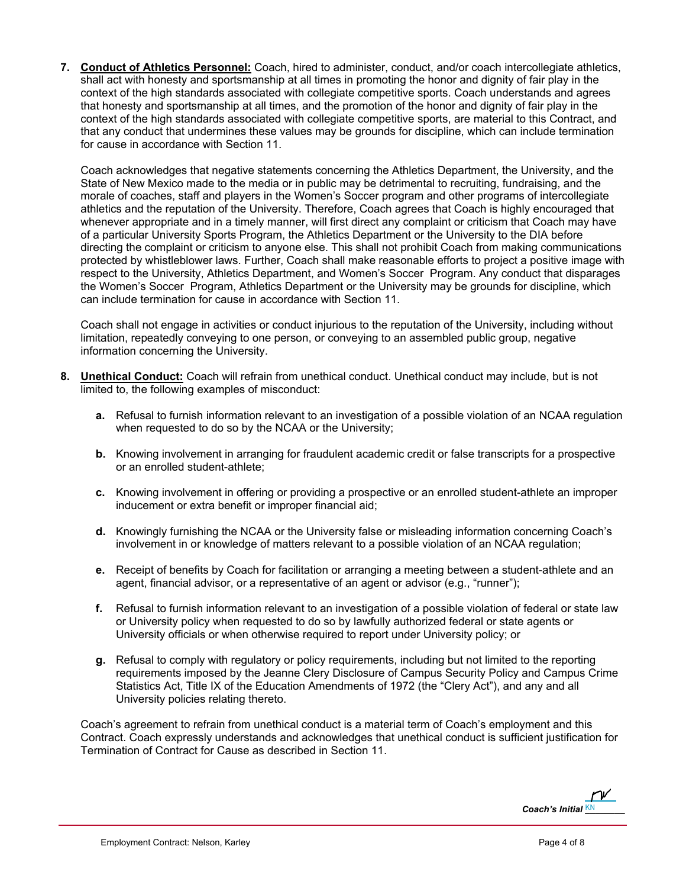7. **Conduct of Athletics Personnel:** Coach, hired to administer, conduct, and/or coach intercollegiate athletics, shall act with honesty and sportsmanship at all times in promoting the honor and dignity of fair play in the context of the high standards associated with collegiate competitive sports. Coach understands and agrees that honesty and sportsmanship at all times, and the promotion of the honor and dignity of fair play in the context of the high standards associated with collegiate competitive sports, are material to this Contract, and that any conduct that undermines these values may be grounds for discipline, which can include termination for cause in accordance with Section 11.

   Coach acknowledges that negative statements concerning the Athletics Department, the University, and the State of New Mexico made to the media or in public may be detrimental to recruiting, fundraising, and the morale of coaches, staff and players in the Women's Soccer program and other programs of intercollegiate athletics and the reputation of the University. Therefore, Coach agrees that Coach is highly encouraged that whenever appropriate and in a timely manner, will first direct any complaint or criticism that Coach may have of a particular University Sports Program, the Athletics Department or the University to the DIA before directing the complaint or criticism to anyone else. This shall not prohibit Coach from making communications protected by whistleblower laws. Further, Coach shall make reasonable efforts to project a positive image with respect to the University, Athletics Department, and Women's Soccer Program. Any conduct that disparages the Women's Soccer Program, Athletics Department or the University may be grounds for discipline, which can include termination for cause in accordance with Section 11.

   Coach shall not engage in activities or conduct injurious to the reputation of the University, including without limitation, repeatedly conveying to one person, or conveying to an assembled public group, negative information concerning the University.

8. **Unethical Conduct:** Coach will refrain from unethical conduct. Unethical conduct may include, but is not limited to, the following examples of misconduct:

   **a.** Refusal to furnish information relevant to an investigation of a possible violation of an NCAA regulation when requested to do so by the NCAA or the University;

   **b.** Knowing involvement in arranging for fraudulent academic credit or false transcripts for a prospective or an enrolled student-athlete;

   **c.** Knowing involvement in offering or providing a prospective or an enrolled student-athlete an improper inducement or extra benefit or improper financial aid;

   **d.** Knowingly furnishing the NCAA or the University false or misleading information concerning Coach's involvement in or knowledge of matters relevant to a possible violation of an NCAA regulation;

   **e.** Receipt of benefits by Coach for facilitation or arranging a meeting between a student-athlete and an agent, financial advisor, or a representative of an agent or advisor (e.g., "runner");

   **f.** Refusal to furnish information relevant to an investigation of a possible violation of federal or state law or University policy when requested to do so by lawfully authorized federal or state agents or University officials or when otherwise required to report under University policy; or

   **g.** Refusal to comply with regulatory or policy requirements, including but not limited to the reporting requirements imposed by the Jeanne Clery Disclosure of Campus Security Policy and Campus Crime Statistics Act, Title IX of the Education Amendments of 1972 (the "Clery Act"), and any and all University policies relating thereto.

   Coach's agreement to refrain from unethical conduct is a material term of Coach's employment and this Contract. Coach expressly understands and acknowledges that unethical conduct is sufficient justification for Termination of Contract for Cause as described in Section 11.

***Coach's Initial*** KN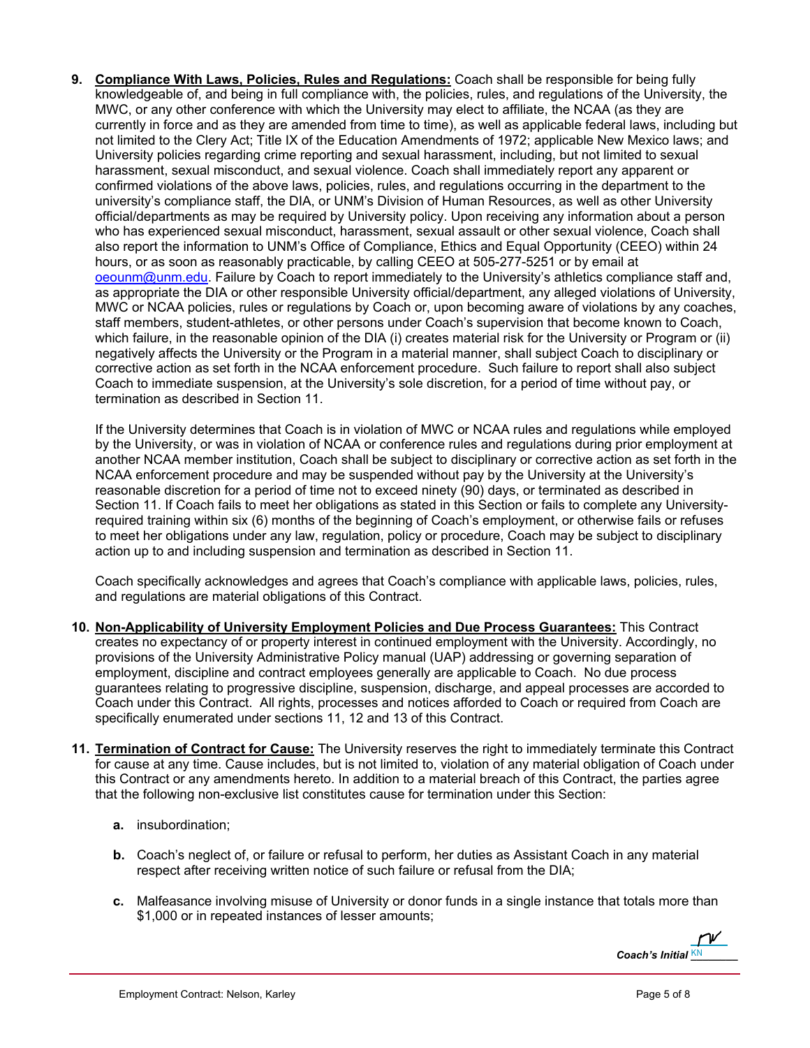9. **Compliance With Laws, Policies, Rules and Regulations:** Coach shall be responsible for being fully knowledgeable of, and being in full compliance with, the policies, rules, and regulations of the University, the MWC, or any other conference with which the University may elect to affiliate, the NCAA (as they are currently in force and as they are amended from time to time), as well as applicable federal laws, including but not limited to the Clery Act; Title IX of the Education Amendments of 1972; applicable New Mexico laws; and University policies regarding crime reporting and sexual harassment, including, but not limited to sexual harassment, sexual misconduct, and sexual violence. Coach shall immediately report any apparent or confirmed violations of the above laws, policies, rules, and regulations occurring in the department to the university's compliance staff, the DIA, or UNM's Division of Human Resources, as well as other University official/departments as may be required by University policy. Upon receiving any information about a person who has experienced sexual misconduct, harassment, sexual assault or other sexual violence, Coach shall also report the information to UNM's Office of Compliance, Ethics and Equal Opportunity (CEEO) within 24 hours, or as soon as reasonably practicable, by calling CEEO at 505-277-5251 or by email at oeounm@unm.edu. Failure by Coach to report immediately to the University's athletics compliance staff and, as appropriate the DIA or other responsible University official/department, any alleged violations of University, MWC or NCAA policies, rules or regulations by Coach or, upon becoming aware of violations by any coaches, staff members, student-athletes, or other persons under Coach's supervision that become known to Coach, which failure, in the reasonable opinion of the DIA (i) creates material risk for the University or Program or (ii) negatively affects the University or the Program in a material manner, shall subject Coach to disciplinary or corrective action as set forth in the NCAA enforcement procedure. Such failure to report shall also subject Coach to immediate suspension, at the University's sole discretion, for a period of time without pay, or termination as described in Section 11.

   If the University determines that Coach is in violation of MWC or NCAA rules and regulations while employed by the University, or was in violation of NCAA or conference rules and regulations during prior employment at another NCAA member institution, Coach shall be subject to disciplinary or corrective action as set forth in the NCAA enforcement procedure and may be suspended without pay by the University at the University's reasonable discretion for a period of time not to exceed ninety (90) days, or terminated as described in Section 11. If Coach fails to meet her obligations as stated in this Section or fails to complete any University-required training within six (6) months of the beginning of Coach's employment, or otherwise fails or refuses to meet her obligations under any law, regulation, policy or procedure, Coach may be subject to disciplinary action up to and including suspension and termination as described in Section 11.

   Coach specifically acknowledges and agrees that Coach's compliance with applicable laws, policies, rules, and regulations are material obligations of this Contract.

10. **Non-Applicability of University Employment Policies and Due Process Guarantees:** This Contract creates no expectancy of or property interest in continued employment with the University. Accordingly, no provisions of the University Administrative Policy manual (UAP) addressing or governing separation of employment, discipline and contract employees generally are applicable to Coach. No due process guarantees relating to progressive discipline, suspension, discharge, and appeal processes are accorded to Coach under this Contract. All rights, processes and notices afforded to Coach or required from Coach are specifically enumerated under sections 11, 12 and 13 of this Contract.

11. **Termination of Contract for Cause:** The University reserves the right to immediately terminate this Contract for cause at any time. Cause includes, but is not limited to, violation of any material obligation of Coach under this Contract or any amendments hereto. In addition to a material breach of this Contract, the parties agree that the following non-exclusive list constitutes cause for termination under this Section:

    a. insubordination;

    b. Coach's neglect of, or failure or refusal to perform, her duties as Assistant Coach in any material respect after receiving written notice of such failure or refusal from the DIA;

    c. Malfeasance involving misuse of University or donor funds in a single instance that totals more than $1,000 or in repeated instances of lesser amounts;

*Coach's Initial* KN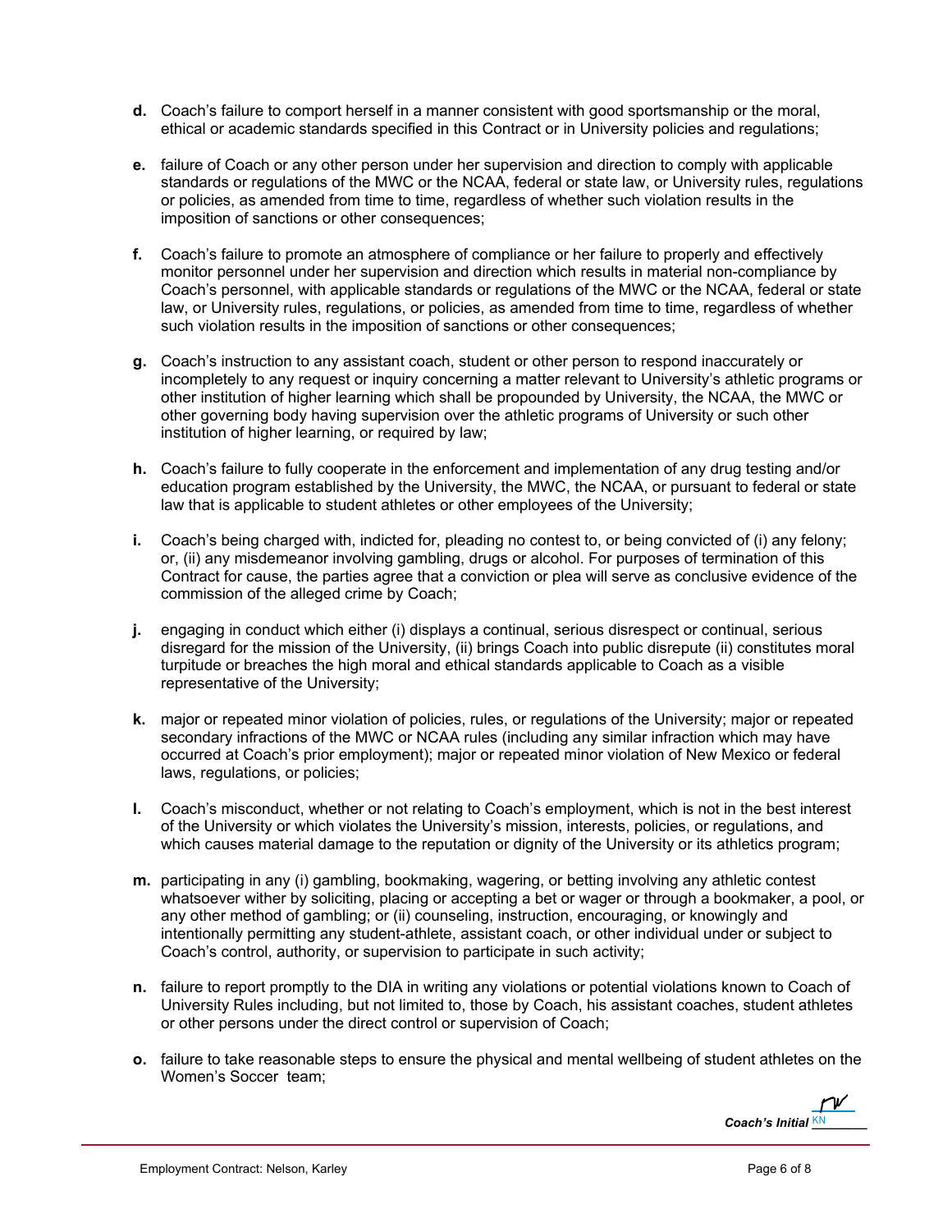**d.** Coach's failure to comport herself in a manner consistent with good sportsmanship or the moral, ethical or academic standards specified in this Contract or in University policies and regulations;

**e.** failure of Coach or any other person under her supervision and direction to comply with applicable standards or regulations of the MWC or the NCAA, federal or state law, or University rules, regulations or policies, as amended from time to time, regardless of whether such violation results in the imposition of sanctions or other consequences;

**f.** Coach's failure to promote an atmosphere of compliance or her failure to properly and effectively monitor personnel under her supervision and direction which results in material non-compliance by Coach's personnel, with applicable standards or regulations of the MWC or the NCAA, federal or state law, or University rules, regulations, or policies, as amended from time to time, regardless of whether such violation results in the imposition of sanctions or other consequences;

**g.** Coach's instruction to any assistant coach, student or other person to respond inaccurately or incompletely to any request or inquiry concerning a matter relevant to University's athletic programs or other institution of higher learning which shall be propounded by University, the NCAA, the MWC or other governing body having supervision over the athletic programs of University or such other institution of higher learning, or required by law;

**h.** Coach's failure to fully cooperate in the enforcement and implementation of any drug testing and/or education program established by the University, the MWC, the NCAA, or pursuant to federal or state law that is applicable to student athletes or other employees of the University;

**i.** Coach's being charged with, indicted for, pleading no contest to, or being convicted of (i) any felony; or, (ii) any misdemeanor involving gambling, drugs or alcohol. For purposes of termination of this Contract for cause, the parties agree that a conviction or plea will serve as conclusive evidence of the commission of the alleged crime by Coach;

**j.** engaging in conduct which either (i) displays a continual, serious disrespect or continual, serious disregard for the mission of the University, (ii) brings Coach into public disrepute (ii) constitutes moral turpitude or breaches the high moral and ethical standards applicable to Coach as a visible representative of the University;

**k.** major or repeated minor violation of policies, rules, or regulations of the University; major or repeated secondary infractions of the MWC or NCAA rules (including any similar infraction which may have occurred at Coach's prior employment); major or repeated minor violation of New Mexico or federal laws, regulations, or policies;

**l.** Coach's misconduct, whether or not relating to Coach's employment, which is not in the best interest of the University or which violates the University's mission, interests, policies, or regulations, and which causes material damage to the reputation or dignity of the University or its athletics program;

**m.** participating in any (i) gambling, bookmaking, wagering, or betting involving any athletic contest whatsoever wither by soliciting, placing or accepting a bet or wager or through a bookmaker, a pool, or any other method of gambling; or (ii) counseling, instruction, encouraging, or knowingly and intentionally permitting any student-athlete, assistant coach, or other individual under or subject to Coach's control, authority, or supervision to participate in such activity;

**n.** failure to report promptly to the DIA in writing any violations or potential violations known to Coach of University Rules including, but not limited to, those by Coach, his assistant coaches, student athletes or other persons under the direct control or supervision of Coach;

**o.** failure to take reasonable steps to ensure the physical and mental wellbeing of student athletes on the Women's Soccer team;

***Coach's Initial*** KN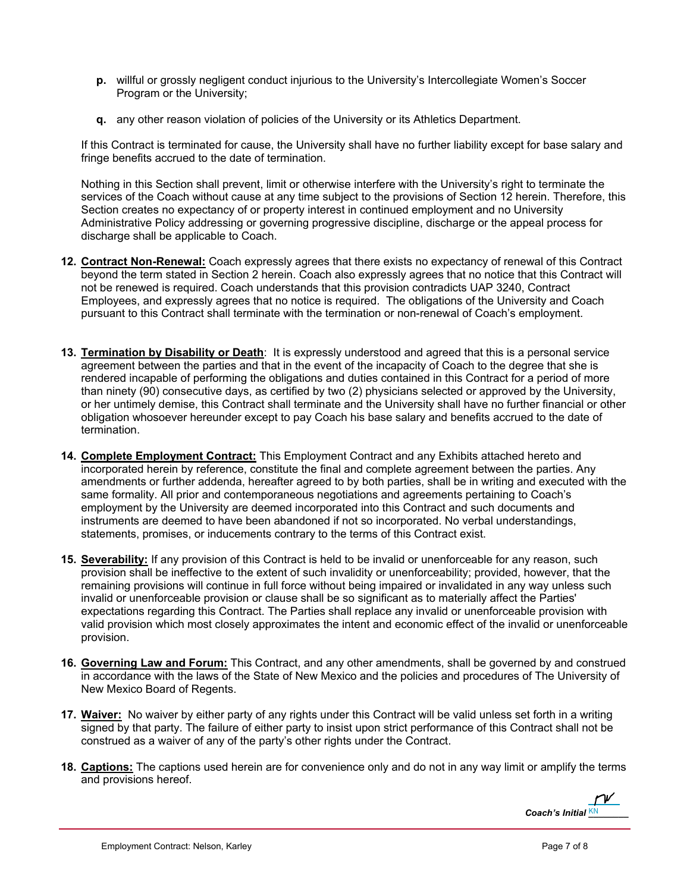- **p.** willful or grossly negligent conduct injurious to the University's Intercollegiate Women's Soccer Program or the University;
- **q.** any other reason violation of policies of the University or its Athletics Department.

If this Contract is terminated for cause, the University shall have no further liability except for base salary and fringe benefits accrued to the date of termination.

Nothing in this Section shall prevent, limit or otherwise interfere with the University's right to terminate the services of the Coach without cause at any time subject to the provisions of Section 12 herein. Therefore, this Section creates no expectancy of or property interest in continued employment and no University Administrative Policy addressing or governing progressive discipline, discharge or the appeal process for discharge shall be applicable to Coach.

**12. <u>Contract Non-Renewal:</u>** Coach expressly agrees that there exists no expectancy of renewal of this Contract beyond the term stated in Section 2 herein. Coach also expressly agrees that no notice that this Contract will not be renewed is required. Coach understands that this provision contradicts UAP 3240, Contract Employees, and expressly agrees that no notice is required. The obligations of the University and Coach pursuant to this Contract shall terminate with the termination or non-renewal of Coach's employment.

**13. <u>Termination by Disability or Death</u>**: It is expressly understood and agreed that this is a personal service agreement between the parties and that in the event of the incapacity of Coach to the degree that she is rendered incapable of performing the obligations and duties contained in this Contract for a period of more than ninety (90) consecutive days, as certified by two (2) physicians selected or approved by the University, or her untimely demise, this Contract shall terminate and the University shall have no further financial or other obligation whosoever hereunder except to pay Coach his base salary and benefits accrued to the date of termination.

**14. <u>Complete Employment Contract:</u>** This Employment Contract and any Exhibits attached hereto and incorporated herein by reference, constitute the final and complete agreement between the parties. Any amendments or further addenda, hereafter agreed to by both parties, shall be in writing and executed with the same formality. All prior and contemporaneous negotiations and agreements pertaining to Coach's employment by the University are deemed incorporated into this Contract and such documents and instruments are deemed to have been abandoned if not so incorporated. No verbal understandings, statements, promises, or inducements contrary to the terms of this Contract exist.

**15. <u>Severability:</u>** If any provision of this Contract is held to be invalid or unenforceable for any reason, such provision shall be ineffective to the extent of such invalidity or unenforceability; provided, however, that the remaining provisions will continue in full force without being impaired or invalidated in any way unless such invalid or unenforceable provision or clause shall be so significant as to materially affect the Parties' expectations regarding this Contract. The Parties shall replace any invalid or unenforceable provision with valid provision which most closely approximates the intent and economic effect of the invalid or unenforceable provision.

**16. <u>Governing Law and Forum:</u>** This Contract, and any other amendments, shall be governed by and construed in accordance with the laws of the State of New Mexico and the policies and procedures of The University of New Mexico Board of Regents.

**17. <u>Waiver:</u>** No waiver by either party of any rights under this Contract will be valid unless set forth in a writing signed by that party. The failure of either party to insist upon strict performance of this Contract shall not be construed as a waiver of any of the party's other rights under the Contract.

**18. <u>Captions:</u>** The captions used herein are for convenience only and do not in any way limit or amplify the terms and provisions hereof.

***Coach's Initial*** KN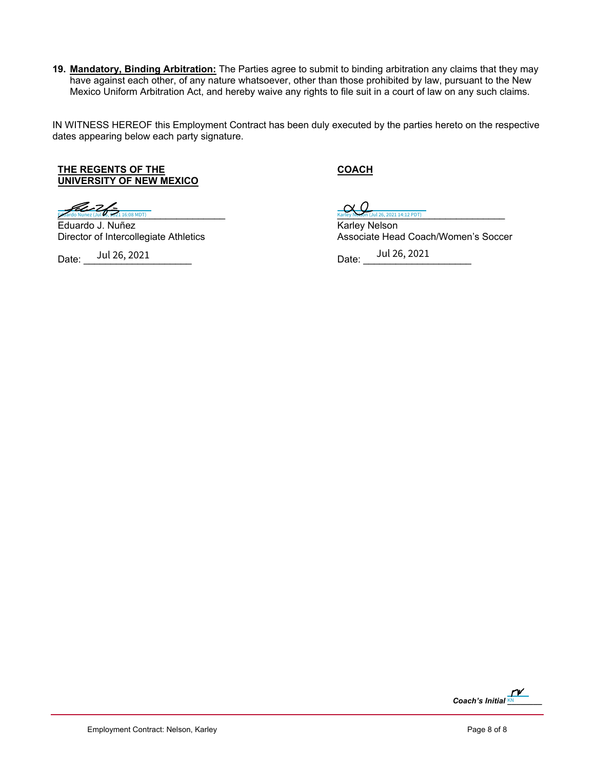19. **Mandatory, Binding Arbitration:** The Parties agree to submit to binding arbitration any claims that they may have against each other, of any nature whatsoever, other than those prohibited by law, pursuant to the New Mexico Uniform Arbitration Act, and hereby waive any rights to file suit in a court of law on any such claims.

IN WITNESS HEREOF this Employment Contract has been duly executed by the parties hereto on the respective dates appearing below each party signature.

**THE REGENTS OF THE UNIVERSITY OF NEW MEXICO**

Eduardo Nunez (Jul 26, 2021 16:08 MDT)

Eduardo J. Nuñez
Director of Intercollegiate Athletics

Date: Jul 26, 2021

**COACH**

Karley Nelson (Jul 26, 2021 14:12 PDT)

Karley Nelson
Associate Head Coach/Women's Soccer

Date: Jul 26, 2021

***Coach's Initial*** KN